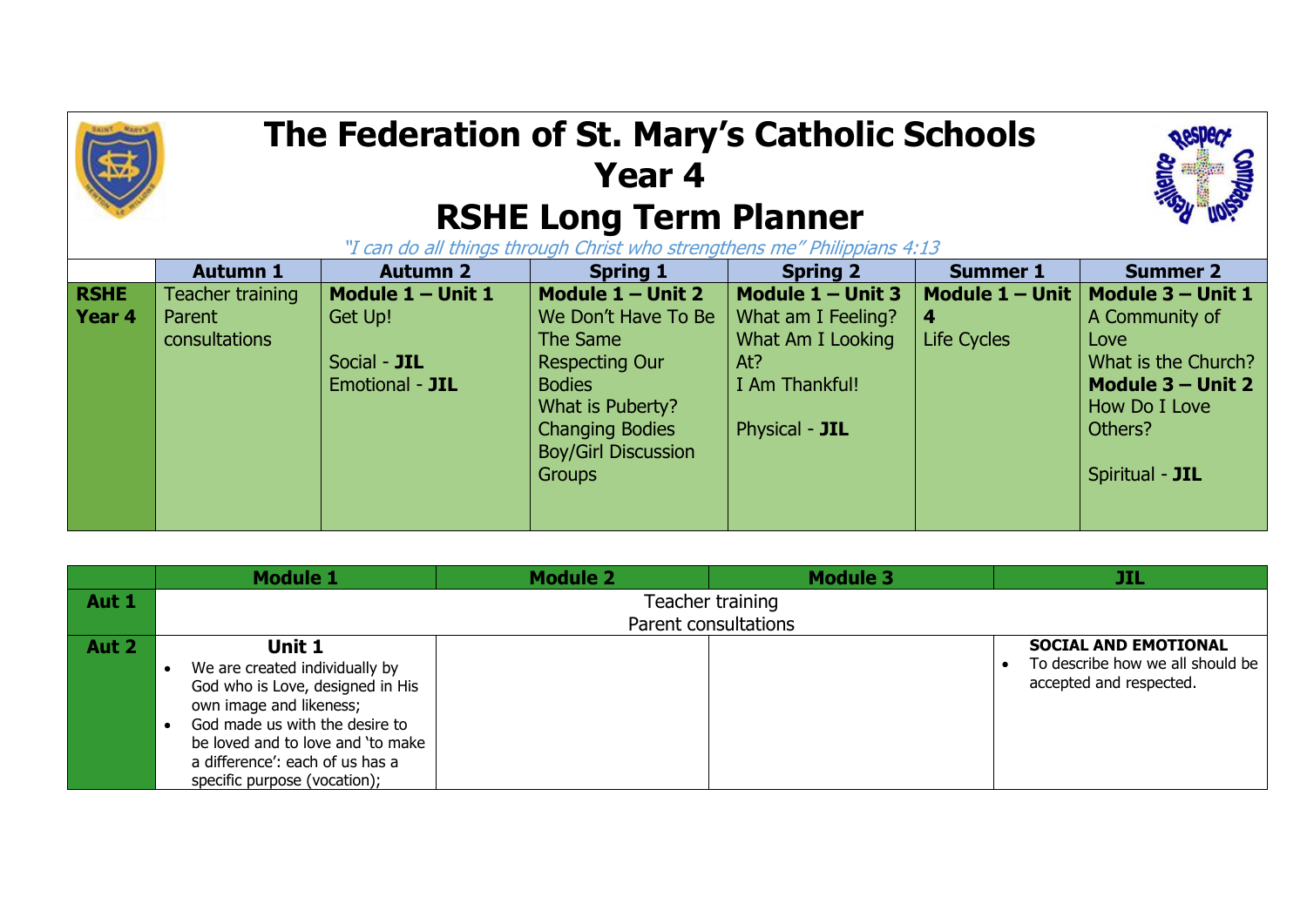# The Federation of St. Mary's Catholic Schools

# Year 4

# RSHE Long Term Planner

*"I can do all things through Christ who strengthens me" Philippians 4:13*

| | Autumn 1 | Autumn 2 | Spring 1 | Spring 2 | Summer 1 | Summer 2 |
|---|---|---|---|---|---|---|
| **RSHE Year 4** | Teacher training<br>Parent consultations | **Module 1 – Unit 1**<br>Get Up!<br><br>Social - **JIL**<br>Emotional - **JIL** | **Module 1 – Unit 2**<br>We Don't Have To Be The Same<br>Respecting Our Bodies<br>What is Puberty?<br>Changing Bodies<br>Boy/Girl Discussion Groups | **Module 1 – Unit 3**<br>What am I Feeling?<br>What Am I Looking At?<br>I Am Thankful!<br><br>Physical - **JIL** | **Module 1 – Unit 4**<br>Life Cycles | **Module 3 – Unit 1**<br>A Community of Love<br>What is the Church?<br>**Module 3 – Unit 2**<br>How Do I Love Others?<br><br>Spiritual - **JIL** |

| | Module 1 | Module 2 | Module 3 | JIL |
|---|---|---|---|---|
| **Aut 1** | Teacher training<br>Parent consultations | | | |
| **Aut 2** | **Unit 1**<br>• We are created individually by God who is Love, designed in His own image and likeness;<br>• God made us with the desire to be loved and to love and 'to make a difference': each of us has a specific purpose (vocation); | | | **SOCIAL AND EMOTIONAL**<br>• To describe how we all should be accepted and respected. |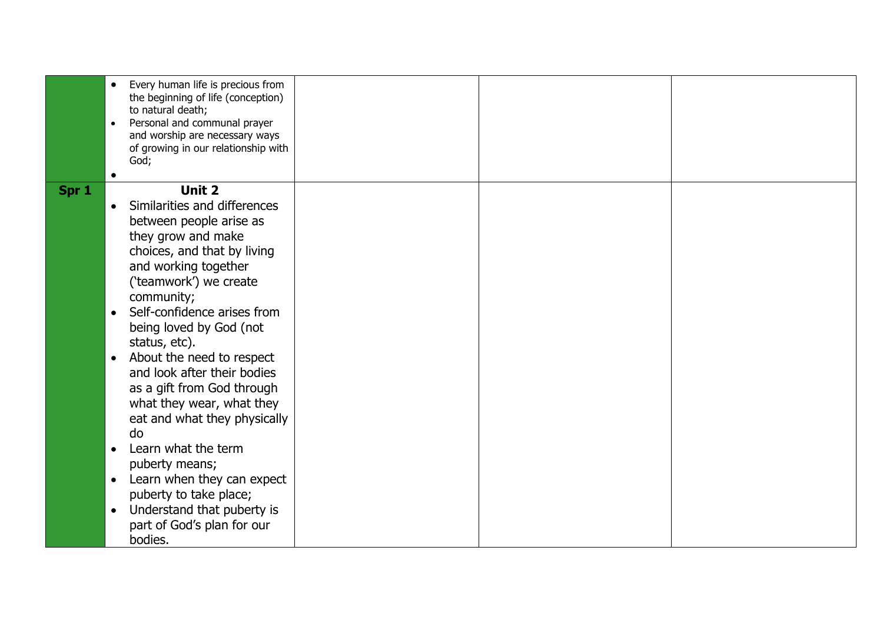|  |  |  |  |  |
|---|---|---|---|---|
|  | • Every human life is precious from the beginning of life (conception) to natural death;<br>• Personal and communal prayer and worship are necessary ways of growing in our relationship with God;<br>• |  |  |  |
| **Spr 1** | **Unit 2**<br>• Similarities and differences between people arise as they grow and make choices, and that by living and working together ('teamwork') we create community;<br>• Self-confidence arises from being loved by God (not status, etc).<br>• About the need to respect and look after their bodies as a gift from God through what they wear, what they eat and what they physically do<br>• Learn what the term puberty means;<br>• Learn when they can expect puberty to take place;<br>• Understand that puberty is part of God's plan for our bodies. |  |  |  |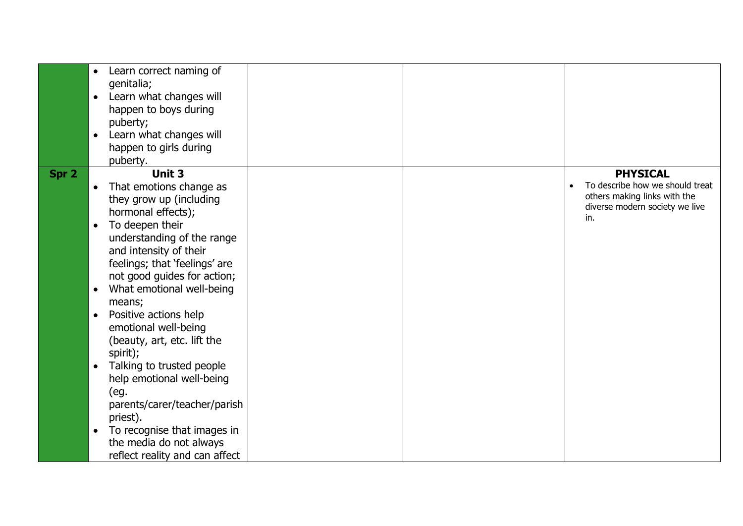| | | | | |
|---|---|---|---|---|
| | • Learn correct naming of genitalia;<br>• Learn what changes will happen to boys during puberty;<br>• Learn what changes will happen to girls during puberty. | | | |
| **Spr 2** | **Unit 3**<br>• That emotions change as they grow up (including hormonal effects);<br>• To deepen their understanding of the range and intensity of their feelings; that 'feelings' are not good guides for action;<br>• What emotional well-being means;<br>• Positive actions help emotional well-being (beauty, art, etc. lift the spirit);<br>• Talking to trusted people help emotional well-being (eg. parents/carer/teacher/parish priest).<br>• To recognise that images in the media do not always reflect reality and can affect | | | **PHYSICAL**<br>• To describe how we should treat others making links with the diverse modern society we live in. |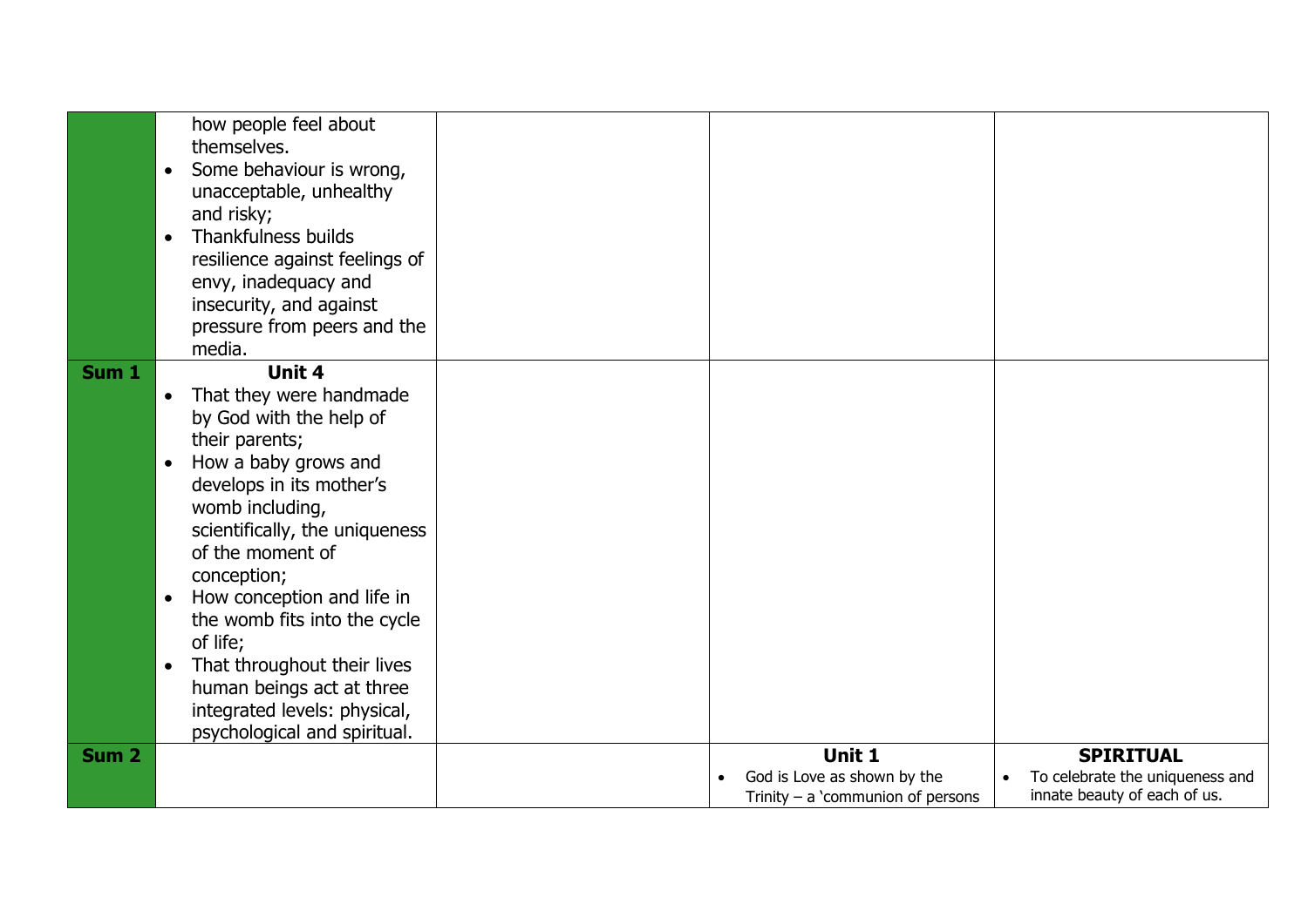| | | | | |
|---|---|---|---|---|
| | how people feel about themselves.<br>• Some behaviour is wrong, unacceptable, unhealthy and risky;<br>• Thankfulness builds resilience against feelings of envy, inadequacy and insecurity, and against pressure from peers and the media. | | | |
| **Sum 1** | **Unit 4**<br>• That they were handmade by God with the help of their parents;<br>• How a baby grows and develops in its mother's womb including, scientifically, the uniqueness of the moment of conception;<br>• How conception and life in the womb fits into the cycle of life;<br>• That throughout their lives human beings act at three integrated levels: physical, psychological and spiritual. | | | |
| **Sum 2** | | | **Unit 1**<br>• God is Love as shown by the Trinity – a 'communion of persons | **SPIRITUAL**<br>• To celebrate the uniqueness and innate beauty of each of us. |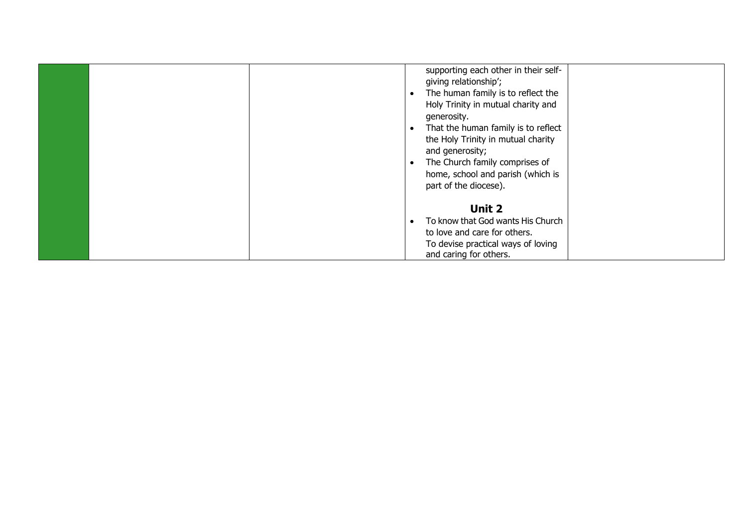| | | | | |
|---|---|---|---|---|
| | | | supporting each other in their self-giving relationship'; <br>• The human family is to reflect the Holy Trinity in mutual charity and generosity. <br>• That the human family is to reflect the Holy Trinity in mutual charity and generosity; <br>• The Church family comprises of home, school and parish (which is part of the diocese). <br><br>**Unit 2** <br>• To know that God wants His Church to love and care for others. To devise practical ways of loving and caring for others. | |